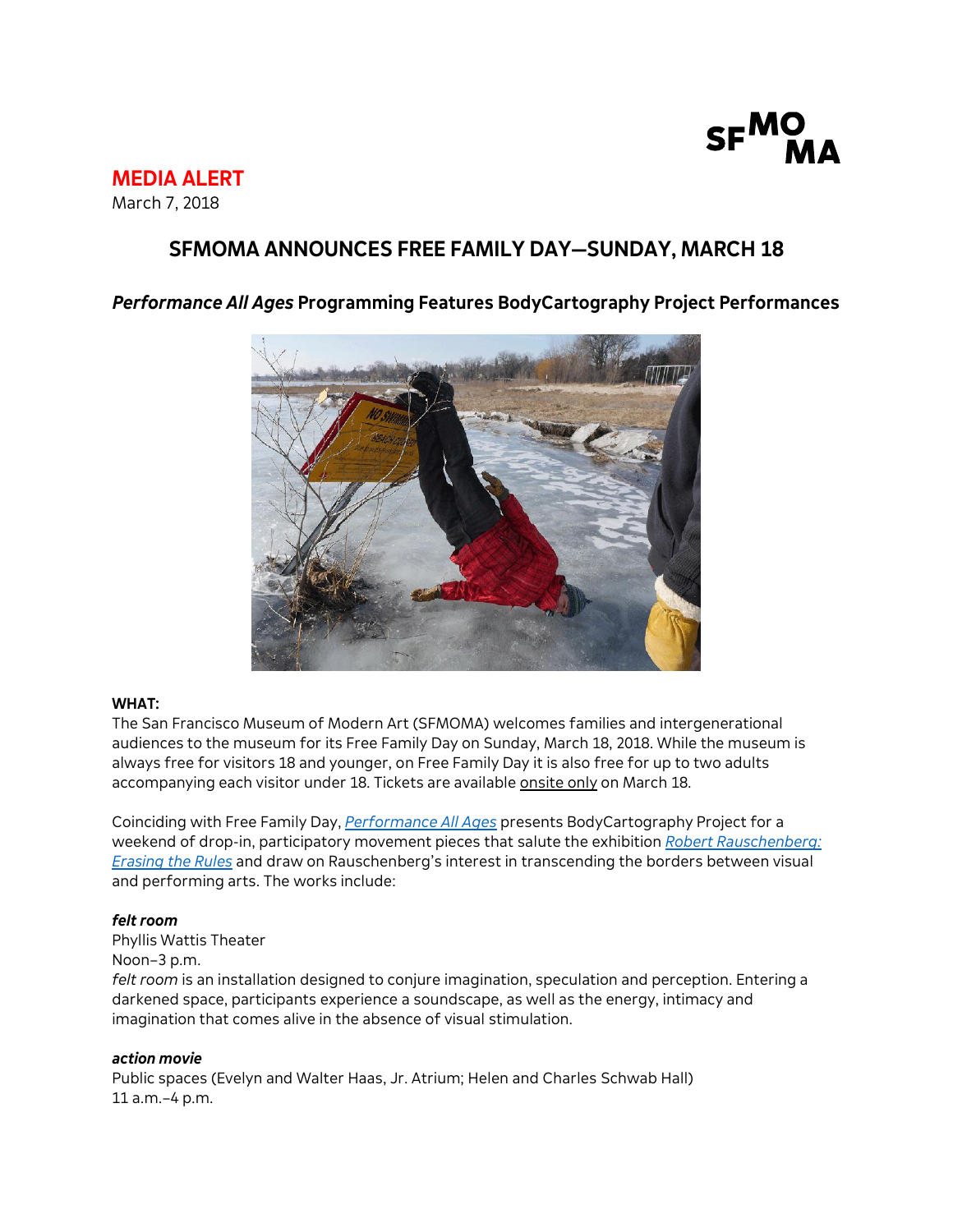**MEDIA ALERT**
March 7, 2018

# SFMOMA ANNOUNCES FREE FAMILY DAY—SUNDAY, MARCH 18

## *Performance All Ages* Programming Features BodyCartography Project Performances

**WHAT:**
The San Francisco Museum of Modern Art (SFMOMA) welcomes families and intergenerational audiences to the museum for its Free Family Day on Sunday, March 18, 2018. While the museum is always free for visitors 18 and younger, on Free Family Day it is also free for up to two adults accompanying each visitor under 18. Tickets are available onsite only on March 18.

Coinciding with Free Family Day, *Performance All Ages* presents BodyCartography Project for a weekend of drop-in, participatory movement pieces that salute the exhibition *Robert Rauschenberg: Erasing the Rules* and draw on Rauschenberg's interest in transcending the borders between visual and performing arts. The works include:

***felt room***
Phyllis Wattis Theater
Noon–3 p.m.
*felt room* is an installation designed to conjure imagination, speculation and perception. Entering a darkened space, participants experience a soundscape, as well as the energy, intimacy and imagination that comes alive in the absence of visual stimulation.

***action movie***
Public spaces (Evelyn and Walter Haas, Jr. Atrium; Helen and Charles Schwab Hall)
11 a.m.–4 p.m.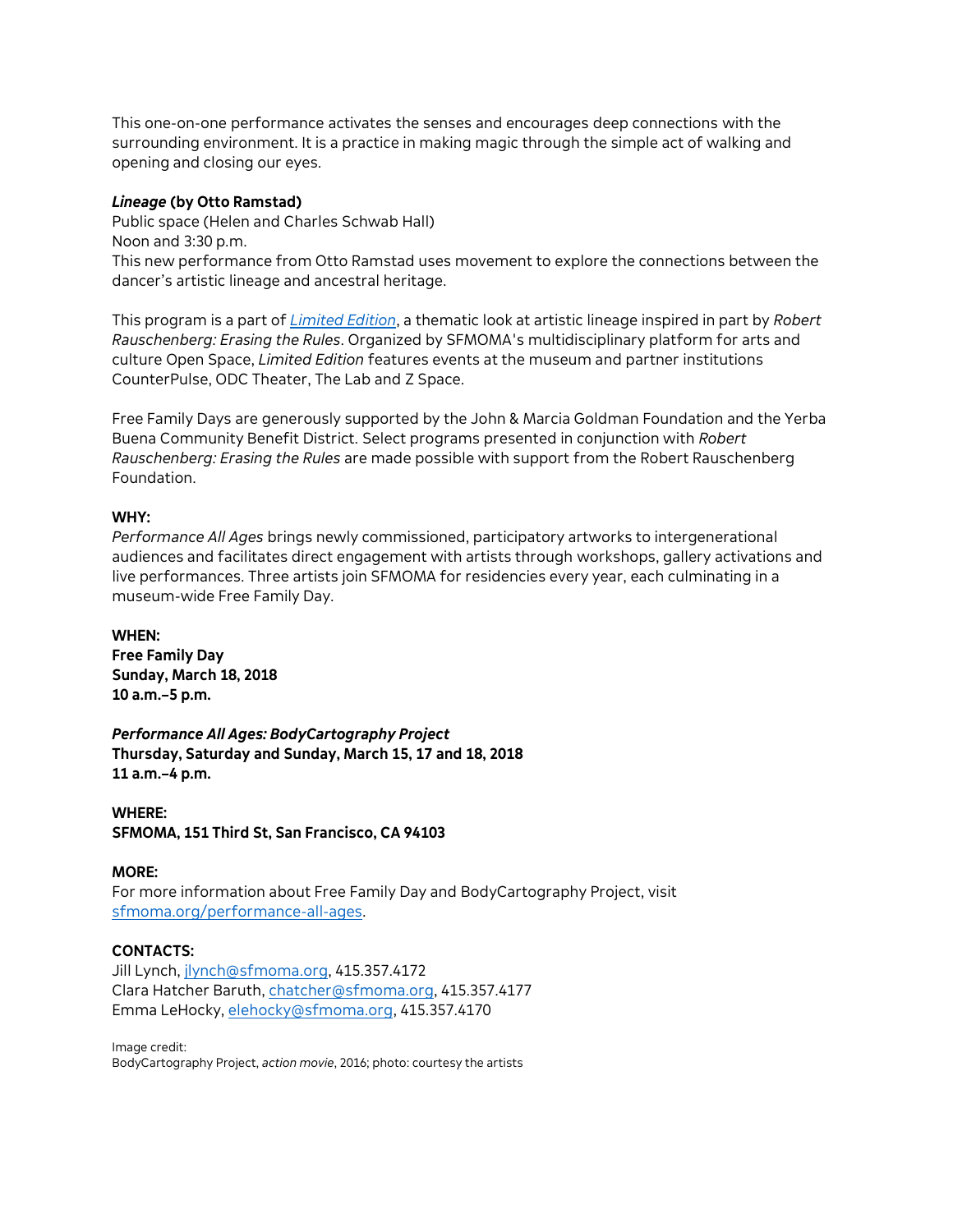This one-on-one performance activates the senses and encourages deep connections with the surrounding environment. It is a practice in making magic through the simple act of walking and opening and closing our eyes.

***Lineage* (by Otto Ramstad)**
Public space (Helen and Charles Schwab Hall)
Noon and 3:30 p.m.
This new performance from Otto Ramstad uses movement to explore the connections between the dancer's artistic lineage and ancestral heritage.

This program is a part of *Limited Edition*, a thematic look at artistic lineage inspired in part by *Robert Rauschenberg: Erasing the Rules*. Organized by SFMOMA's multidisciplinary platform for arts and culture Open Space, *Limited Edition* features events at the museum and partner institutions CounterPulse, ODC Theater, The Lab and Z Space.

Free Family Days are generously supported by the John & Marcia Goldman Foundation and the Yerba Buena Community Benefit District. Select programs presented in conjunction with *Robert Rauschenberg: Erasing the Rules* are made possible with support from the Robert Rauschenberg Foundation.

**WHY:**
*Performance All Ages* brings newly commissioned, participatory artworks to intergenerational audiences and facilitates direct engagement with artists through workshops, gallery activations and live performances. Three artists join SFMOMA for residencies every year, each culminating in a museum-wide Free Family Day.

**WHEN:**
**Free Family Day**
**Sunday, March 18, 2018**
**10 a.m.–5 p.m.**

***Performance All Ages: BodyCartography Project***
**Thursday, Saturday and Sunday, March 15, 17 and 18, 2018**
**11 a.m.–4 p.m.**

**WHERE:**
**SFMOMA, 151 Third St, San Francisco, CA 94103**

**MORE:**
For more information about Free Family Day and BodyCartography Project, visit sfmoma.org/performance-all-ages.

**CONTACTS:**
Jill Lynch, jlynch@sfmoma.org, 415.357.4172
Clara Hatcher Baruth, chatcher@sfmoma.org, 415.357.4177
Emma LeHocky, elehocky@sfmoma.org, 415.357.4170

Image credit:
BodyCartography Project, *action movie*, 2016; photo: courtesy the artists